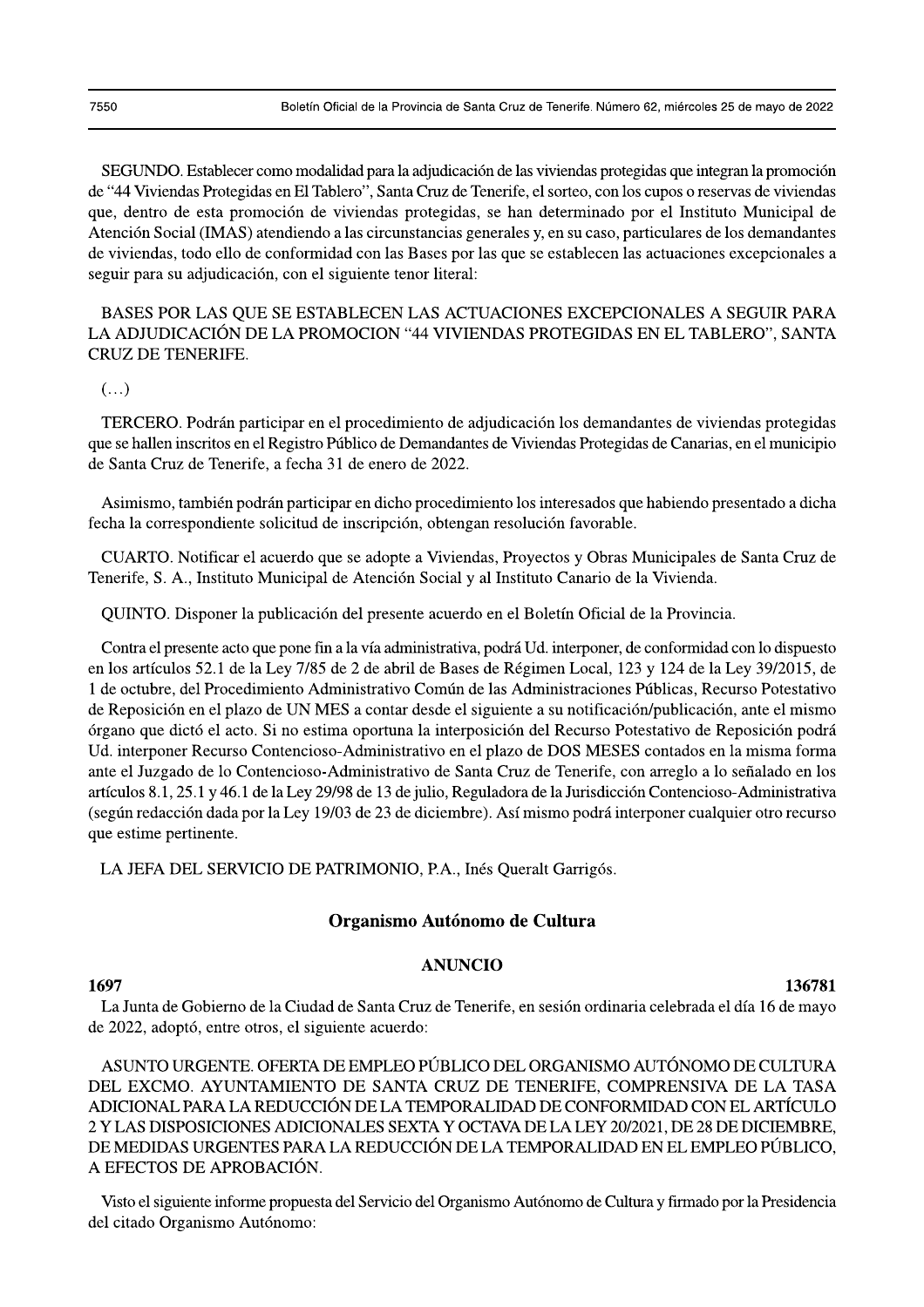SEGUNDO. Establecer como modalidad para la adjudicación de las viviendas protegidas que integran la promoción de "44 Viviendas Protegidas en El Tablero", Santa Cruz de Tenerife, el sorteo, con los cupos o reservas de viviendas que, dentro de esta promoción de viviendas protegidas, se han determinado por el Instituto Municipal de Atención Social (IMAS) atendiendo a las circunstancias generales y, en su caso, particulares de los demandantes de viviendas, todo ello de conformidad con las Bases por las que se establecen las actuaciones excepcionales a seguir para su adjudicación, con el siguiente tenor literal:

BASES POR LAS QUE SE ESTABLECEN LAS ACTUACIONES EXCEPCIONALES A SEGUIR PARA LA ADJUDICACIÓN DE LA PROMOCION "44 VIVIENDAS PROTEGIDAS EN EL TABLERO", SANTA CRUZ DE TENERIFE.

(…)

TERCERO. Podrán participar en el procedimiento de adjudicación los demandantes de viviendas protegidas que se hallen inscritos en el Registro Público de Demandantes de Viviendas Protegidas de Canarias, en el municipio de Santa Cruz de Tenerife, a fecha 31 de enero de 2022.

Asimismo, también podrán participar en dicho procedimiento los interesados que habiendo presentado a dicha fecha la correspondiente solicitud de inscripción, obtengan resolución favorable.

CUARTO. Notificar el acuerdo que se adopte a Viviendas, Proyectos y Obras Municipales de Santa Cruz de Tenerife, S. A., Instituto Municipal de Atención Social y al Instituto Canario de la Vivienda.

QUINTO. Disponer la publicación del presente acuerdo en el Boletín Oficial de la Provincia.

Contra el presente acto que pone fin a la vía administrativa, podrá Ud. interponer, de conformidad con lo dispuesto en los artículos 52.1 de la Ley 7/85 de 2 de abril de Bases de Régimen Local, 123 y 124 de la Ley 39/2015, de 1 de octubre, del Procedimiento Administrativo Común de las Administraciones Públicas, Recurso Potestativo de Reposición en el plazo de UN MES a contar desde el siguiente a su notificación/publicación, ante el mismo órgano que dictó el acto. Si no estima oportuna la interposición del Recurso Potestativo de Reposición podrá Ud. interponer Recurso Contencioso-Administrativo en el plazo de DOS MESES contados en la misma forma ante el Juzgado de lo Contencioso-Administrativo de Santa Cruz de Tenerife, con arreglo a lo señalado en los artículos 8.1, 25.1 y 46.1 de la Ley 29/98 de 13 de julio, Reguladora de la Jurisdicción Contencioso-Administrativa (según redacción dada por la Ley 19/03 de 23 de diciembre). Así mismo podrá interponer cualquier otro recurso que estime pertinente.

LA JEFA DEL SERVICIO DE PATRIMONIO, P.A., Inés Queralt Garrigós.

## Organismo Autónomo de Cultura

### ANUNCIO

**1697** **136781**

La Junta de Gobierno de la Ciudad de Santa Cruz de Tenerife, en sesión ordinaria celebrada el día 16 de mayo de 2022, adoptó, entre otros, el siguiente acuerdo:

ASUNTO URGENTE. OFERTA DE EMPLEO PÚBLICO DEL ORGANISMO AUTÓNOMO DE CULTURA DEL EXCMO. AYUNTAMIENTO DE SANTA CRUZ DE TENERIFE, COMPRENSIVA DE LA TASA ADICIONAL PARA LA REDUCCIÓN DE LA TEMPORALIDAD DE CONFORMIDAD CON EL ARTÍCULO 2 Y LAS DISPOSICIONES ADICIONALES SEXTA Y OCTAVA DE LA LEY 20/2021, DE 28 DE DICIEMBRE, DE MEDIDAS URGENTES PARA LA REDUCCIÓN DE LA TEMPORALIDAD EN EL EMPLEO PÚBLICO, A EFECTOS DE APROBACIÓN.

Visto el siguiente informe propuesta del Servicio del Organismo Autónomo de Cultura y firmado por la Presidencia del citado Organismo Autónomo: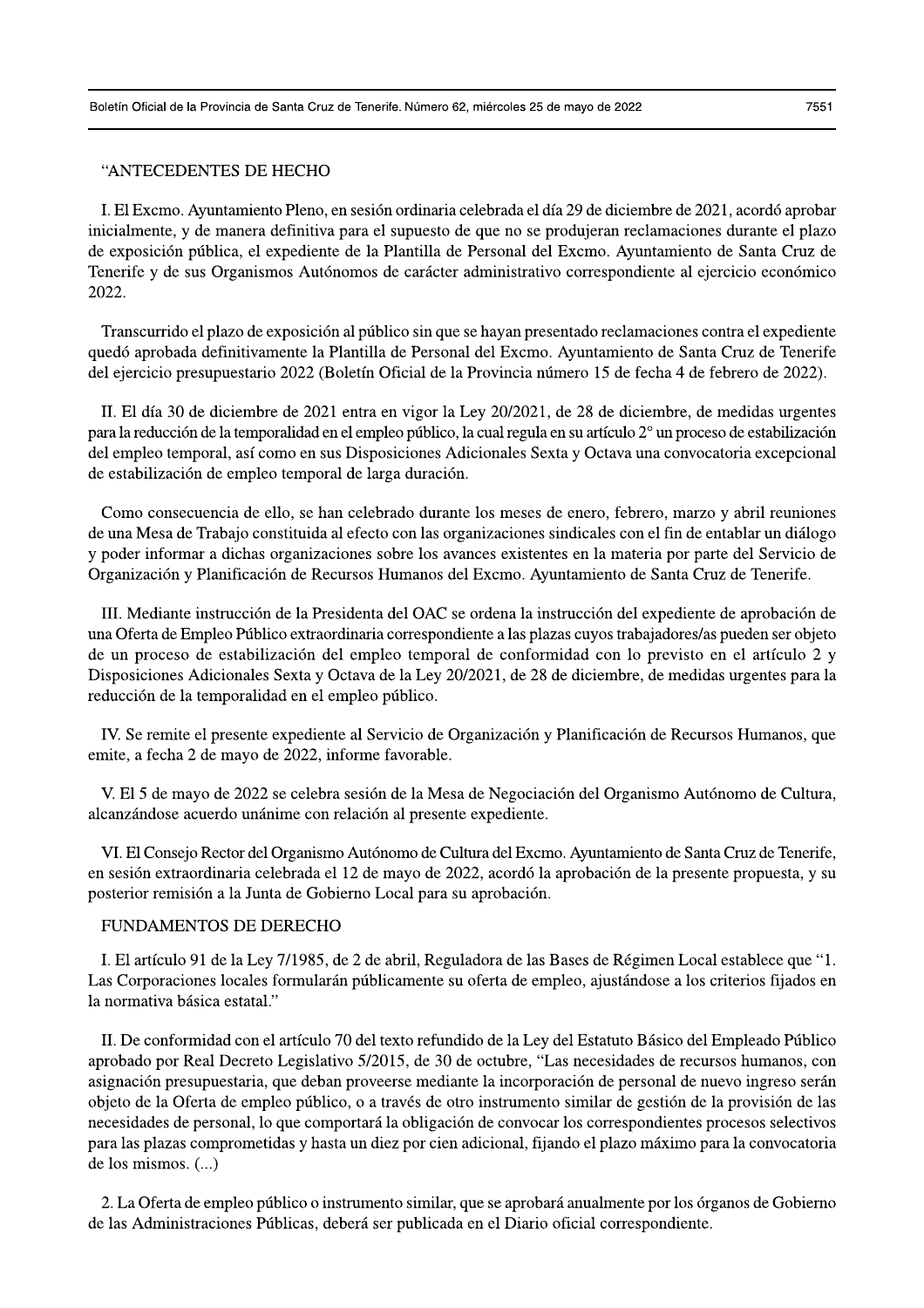"ANTECEDENTES DE HECHO

I. El Excmo. Ayuntamiento Pleno, en sesión ordinaria celebrada el día 29 de diciembre de 2021, acordó aprobar inicialmente, y de manera definitiva para el supuesto de que no se produjeran reclamaciones durante el plazo de exposición pública, el expediente de la Plantilla de Personal del Excmo. Ayuntamiento de Santa Cruz de Tenerife y de sus Organismos Autónomos de carácter administrativo correspondiente al ejercicio económico 2022.

Transcurrido el plazo de exposición al público sin que se hayan presentado reclamaciones contra el expediente quedó aprobada definitivamente la Plantilla de Personal del Excmo. Ayuntamiento de Santa Cruz de Tenerife del ejercicio presupuestario 2022 (Boletín Oficial de la Provincia número 15 de fecha 4 de febrero de 2022).

II. El día 30 de diciembre de 2021 entra en vigor la Ley 20/2021, de 28 de diciembre, de medidas urgentes para la reducción de la temporalidad en el empleo público, la cual regula en su artículo 2° un proceso de estabilización del empleo temporal, así como en sus Disposiciones Adicionales Sexta y Octava una convocatoria excepcional de estabilización de empleo temporal de larga duración.

Como consecuencia de ello, se han celebrado durante los meses de enero, febrero, marzo y abril reuniones de una Mesa de Trabajo constituida al efecto con las organizaciones sindicales con el fin de entablar un diálogo y poder informar a dichas organizaciones sobre los avances existentes en la materia por parte del Servicio de Organización y Planificación de Recursos Humanos del Excmo. Ayuntamiento de Santa Cruz de Tenerife.

III. Mediante instrucción de la Presidenta del OAC se ordena la instrucción del expediente de aprobación de una Oferta de Empleo Público extraordinaria correspondiente a las plazas cuyos trabajadores/as pueden ser objeto de un proceso de estabilización del empleo temporal de conformidad con lo previsto en el artículo 2 y Disposiciones Adicionales Sexta y Octava de la Ley 20/2021, de 28 de diciembre, de medidas urgentes para la reducción de la temporalidad en el empleo público.

IV. Se remite el presente expediente al Servicio de Organización y Planificación de Recursos Humanos, que emite, a fecha 2 de mayo de 2022, informe favorable.

V. El 5 de mayo de 2022 se celebra sesión de la Mesa de Negociación del Organismo Autónomo de Cultura, alcanzándose acuerdo unánime con relación al presente expediente.

VI. El Consejo Rector del Organismo Autónomo de Cultura del Excmo. Ayuntamiento de Santa Cruz de Tenerife, en sesión extraordinaria celebrada el 12 de mayo de 2022, acordó la aprobación de la presente propuesta, y su posterior remisión a la Junta de Gobierno Local para su aprobación.

FUNDAMENTOS DE DERECHO

I. El artículo 91 de la Ley 7/1985, de 2 de abril, Reguladora de las Bases de Régimen Local establece que "1. Las Corporaciones locales formularán públicamente su oferta de empleo, ajustándose a los criterios fijados en la normativa básica estatal."

II. De conformidad con el artículo 70 del texto refundido de la Ley del Estatuto Básico del Empleado Público aprobado por Real Decreto Legislativo 5/2015, de 30 de octubre, "Las necesidades de recursos humanos, con asignación presupuestaria, que deban proveerse mediante la incorporación de personal de nuevo ingreso serán objeto de la Oferta de empleo público, o a través de otro instrumento similar de gestión de la provisión de las necesidades de personal, lo que comportará la obligación de convocar los correspondientes procesos selectivos para las plazas comprometidas y hasta un diez por cien adicional, fijando el plazo máximo para la convocatoria de los mismos. (...)

2. La Oferta de empleo público o instrumento similar, que se aprobará anualmente por los órganos de Gobierno de las Administraciones Públicas, deberá ser publicada en el Diario oficial correspondiente.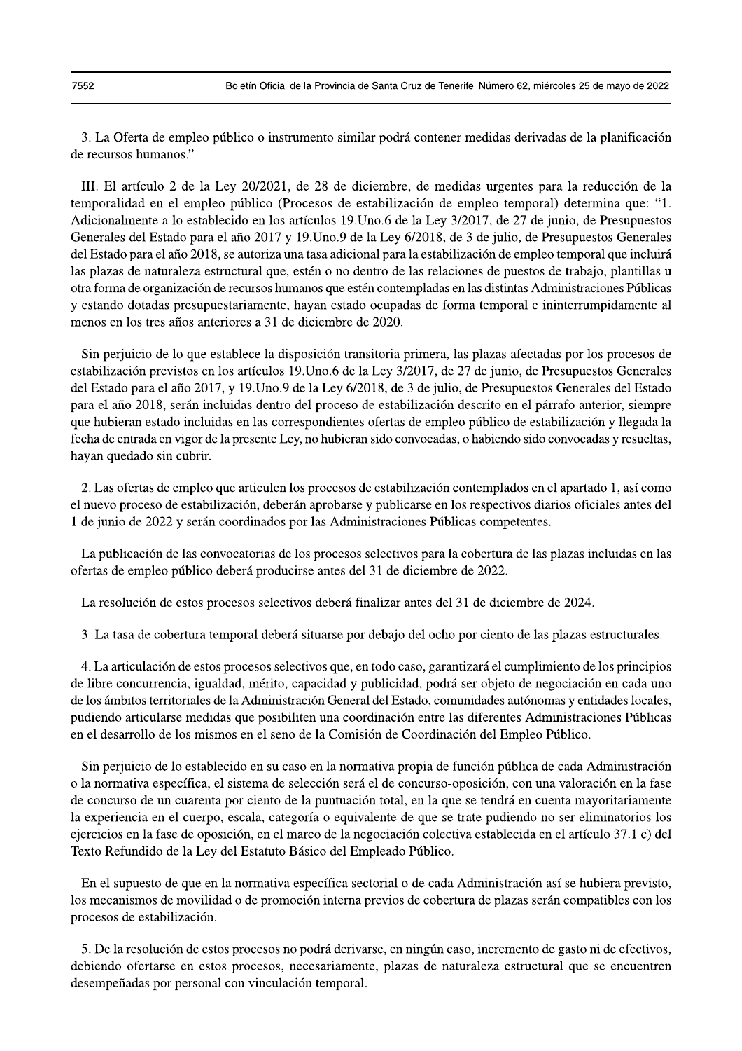3. La Oferta de empleo público o instrumento similar podrá contener medidas derivadas de la planificación de recursos humanos."

III. El artículo 2 de la Ley 20/2021, de 28 de diciembre, de medidas urgentes para la reducción de la temporalidad en el empleo público (Procesos de estabilización de empleo temporal) determina que: "1. Adicionalmente a lo establecido en los artículos 19.Uno.6 de la Ley 3/2017, de 27 de junio, de Presupuestos Generales del Estado para el año 2017 y 19.Uno.9 de la Ley 6/2018, de 3 de julio, de Presupuestos Generales del Estado para el año 2018, se autoriza una tasa adicional para la estabilización de empleo temporal que incluirá las plazas de naturaleza estructural que, estén o no dentro de las relaciones de puestos de trabajo, plantillas u otra forma de organización de recursos humanos que estén contempladas en las distintas Administraciones Públicas y estando dotadas presupuestariamente, hayan estado ocupadas de forma temporal e ininterrumpidamente al menos en los tres años anteriores a 31 de diciembre de 2020.

Sin perjuicio de lo que establece la disposición transitoria primera, las plazas afectadas por los procesos de estabilización previstos en los artículos 19.Uno.6 de la Ley 3/2017, de 27 de junio, de Presupuestos Generales del Estado para el año 2017, y 19.Uno.9 de la Ley 6/2018, de 3 de julio, de Presupuestos Generales del Estado para el año 2018, serán incluidas dentro del proceso de estabilización descrito en el párrafo anterior, siempre que hubieran estado incluidas en las correspondientes ofertas de empleo público de estabilización y llegada la fecha de entrada en vigor de la presente Ley, no hubieran sido convocadas, o habiendo sido convocadas y resueltas, hayan quedado sin cubrir.

2. Las ofertas de empleo que articulen los procesos de estabilización contemplados en el apartado 1, así como el nuevo proceso de estabilización, deberán aprobarse y publicarse en los respectivos diarios oficiales antes del 1 de junio de 2022 y serán coordinados por las Administraciones Públicas competentes.

La publicación de las convocatorias de los procesos selectivos para la cobertura de las plazas incluidas en las ofertas de empleo público deberá producirse antes del 31 de diciembre de 2022.

La resolución de estos procesos selectivos deberá finalizar antes del 31 de diciembre de 2024.

3. La tasa de cobertura temporal deberá situarse por debajo del ocho por ciento de las plazas estructurales.

4. La articulación de estos procesos selectivos que, en todo caso, garantizará el cumplimiento de los principios de libre concurrencia, igualdad, mérito, capacidad y publicidad, podrá ser objeto de negociación en cada uno de los ámbitos territoriales de la Administración General del Estado, comunidades autónomas y entidades locales, pudiendo articularse medidas que posibiliten una coordinación entre las diferentes Administraciones Públicas en el desarrollo de los mismos en el seno de la Comisión de Coordinación del Empleo Público.

Sin perjuicio de lo establecido en su caso en la normativa propia de función pública de cada Administración o la normativa específica, el sistema de selección será el de concurso-oposición, con una valoración en la fase de concurso de un cuarenta por ciento de la puntuación total, en la que se tendrá en cuenta mayoritariamente la experiencia en el cuerpo, escala, categoría o equivalente de que se trate pudiendo no ser eliminatorios los ejercicios en la fase de oposición, en el marco de la negociación colectiva establecida en el artículo 37.1 c) del Texto Refundido de la Ley del Estatuto Básico del Empleado Público.

En el supuesto de que en la normativa específica sectorial o de cada Administración así se hubiera previsto, los mecanismos de movilidad o de promoción interna previos de cobertura de plazas serán compatibles con los procesos de estabilización.

5. De la resolución de estos procesos no podrá derivarse, en ningún caso, incremento de gasto ni de efectivos, debiendo ofertarse en estos procesos, necesariamente, plazas de naturaleza estructural que se encuentren desempeñadas por personal con vinculación temporal.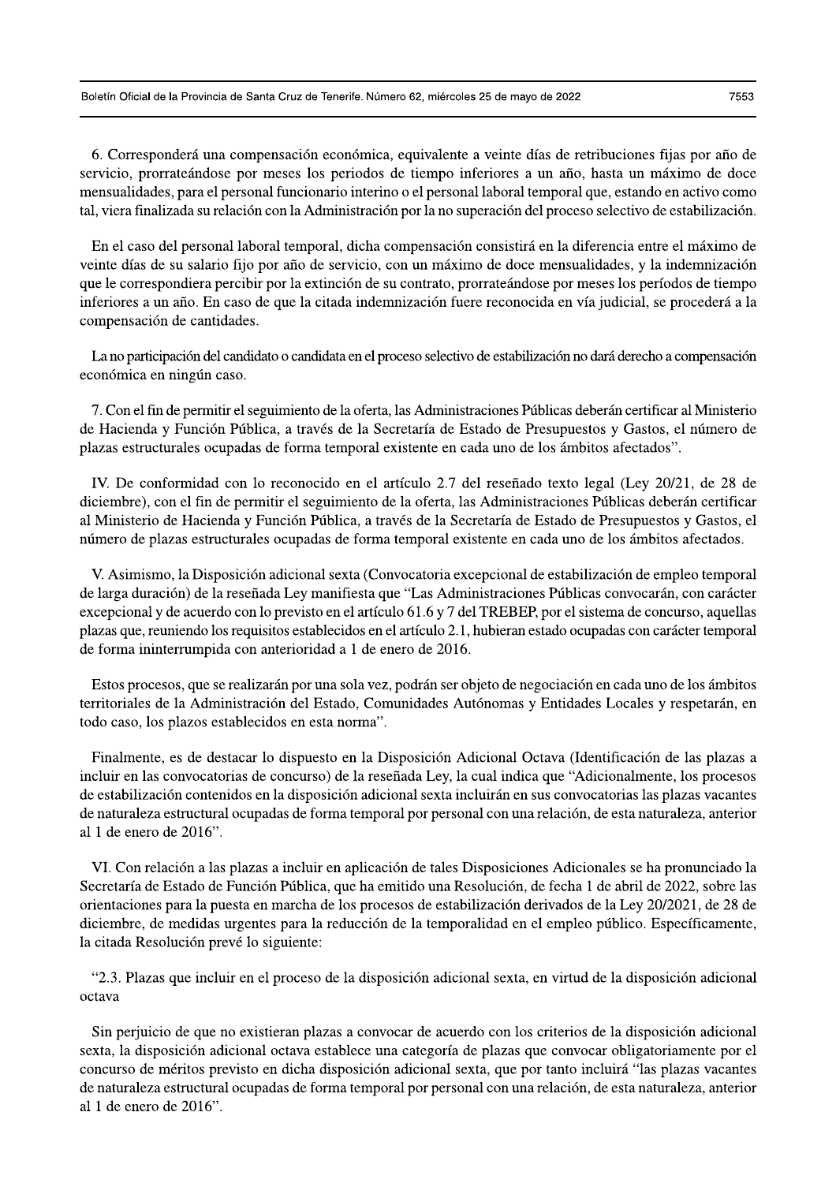6. Corresponderá una compensación económica, equivalente a veinte días de retribuciones fijas por año de servicio, prorrateándose por meses los periodos de tiempo inferiores a un año, hasta un máximo de doce mensualidades, para el personal funcionario interino o el personal laboral temporal que, estando en activo como tal, viera finalizada su relación con la Administración por la no superación del proceso selectivo de estabilización.

En el caso del personal laboral temporal, dicha compensación consistirá en la diferencia entre el máximo de veinte días de su salario fijo por año de servicio, con un máximo de doce mensualidades, y la indemnización que le correspondiera percibir por la extinción de su contrato, prorrateándose por meses los períodos de tiempo inferiores a un año. En caso de que la citada indemnización fuere reconocida en vía judicial, se procederá a la compensación de cantidades.

La no participación del candidato o candidata en el proceso selectivo de estabilización no dará derecho a compensación económica en ningún caso.

7. Con el fin de permitir el seguimiento de la oferta, las Administraciones Públicas deberán certificar al Ministerio de Hacienda y Función Pública, a través de la Secretaría de Estado de Presupuestos y Gastos, el número de plazas estructurales ocupadas de forma temporal existente en cada uno de los ámbitos afectados".

IV. De conformidad con lo reconocido en el artículo 2.7 del reseñado texto legal (Ley 20/21, de 28 de diciembre), con el fin de permitir el seguimiento de la oferta, las Administraciones Públicas deberán certificar al Ministerio de Hacienda y Función Pública, a través de la Secretaría de Estado de Presupuestos y Gastos, el número de plazas estructurales ocupadas de forma temporal existente en cada uno de los ámbitos afectados.

V. Asimismo, la Disposición adicional sexta (Convocatoria excepcional de estabilización de empleo temporal de larga duración) de la reseñada Ley manifiesta que "Las Administraciones Públicas convocarán, con carácter excepcional y de acuerdo con lo previsto en el artículo 61.6 y 7 del TREBEP, por el sistema de concurso, aquellas plazas que, reuniendo los requisitos establecidos en el artículo 2.1, hubieran estado ocupadas con carácter temporal de forma ininterrumpida con anterioridad a 1 de enero de 2016.

Estos procesos, que se realizarán por una sola vez, podrán ser objeto de negociación en cada uno de los ámbitos territoriales de la Administración del Estado, Comunidades Autónomas y Entidades Locales y respetarán, en todo caso, los plazos establecidos en esta norma".

Finalmente, es de destacar lo dispuesto en la Disposición Adicional Octava (Identificación de las plazas a incluir en las convocatorias de concurso) de la reseñada Ley, la cual indica que "Adicionalmente, los procesos de estabilización contenidos en la disposición adicional sexta incluirán en sus convocatorias las plazas vacantes de naturaleza estructural ocupadas de forma temporal por personal con una relación, de esta naturaleza, anterior al 1 de enero de 2016".

VI. Con relación a las plazas a incluir en aplicación de tales Disposiciones Adicionales se ha pronunciado la Secretaría de Estado de Función Pública, que ha emitido una Resolución, de fecha 1 de abril de 2022, sobre las orientaciones para la puesta en marcha de los procesos de estabilización derivados de la Ley 20/2021, de 28 de diciembre, de medidas urgentes para la reducción de la temporalidad en el empleo público. Específicamente, la citada Resolución prevé lo siguiente:

"2.3. Plazas que incluir en el proceso de la disposición adicional sexta, en virtud de la disposición adicional octava

Sin perjuicio de que no existieran plazas a convocar de acuerdo con los criterios de la disposición adicional sexta, la disposición adicional octava establece una categoría de plazas que convocar obligatoriamente por el concurso de méritos previsto en dicha disposición adicional sexta, que por tanto incluirá "las plazas vacantes de naturaleza estructural ocupadas de forma temporal por personal con una relación, de esta naturaleza, anterior al 1 de enero de 2016".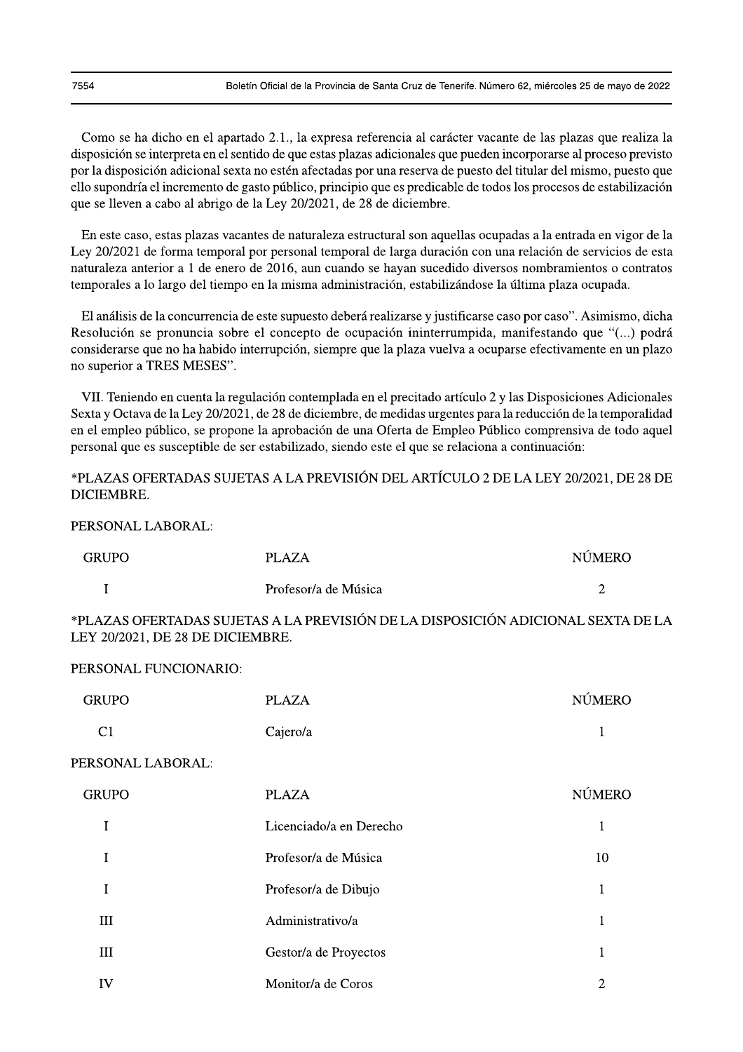Como se ha dicho en el apartado 2.1., la expresa referencia al carácter vacante de las plazas que realiza la disposición se interpreta en el sentido de que estas plazas adicionales que pueden incorporarse al proceso previsto por la disposición adicional sexta no estén afectadas por una reserva de puesto del titular del mismo, puesto que ello supondría el incremento de gasto público, principio que es predicable de todos los procesos de estabilización que se lleven a cabo al abrigo de la Ley 20/2021, de 28 de diciembre.

En este caso, estas plazas vacantes de naturaleza estructural son aquellas ocupadas a la entrada en vigor de la Ley 20/2021 de forma temporal por personal temporal de larga duración con una relación de servicios de esta naturaleza anterior a 1 de enero de 2016, aun cuando se hayan sucedido diversos nombramientos o contratos temporales a lo largo del tiempo en la misma administración, estabilizándose la última plaza ocupada.

El análisis de la concurrencia de este supuesto deberá realizarse y justificarse caso por caso". Asimismo, dicha Resolución se pronuncia sobre el concepto de ocupación ininterrumpida, manifestando que "(...) podrá considerarse que no ha habido interrupción, siempre que la plaza vuelva a ocuparse efectivamente en un plazo no superior a TRES MESES".

VII. Teniendo en cuenta la regulación contemplada en el precitado artículo 2 y las Disposiciones Adicionales Sexta y Octava de la Ley 20/2021, de 28 de diciembre, de medidas urgentes para la reducción de la temporalidad en el empleo público, se propone la aprobación de una Oferta de Empleo Público comprensiva de todo aquel personal que es susceptible de ser estabilizado, siendo este el que se relaciona a continuación:

*PLAZAS OFERTADAS SUJETAS A LA PREVISIÓN DEL ARTÍCULO 2 DE LA LEY 20/2021, DE 28 DE DICIEMBRE.

PERSONAL LABORAL:

| GRUPO | PLAZA | NÚMERO |
|---|---|---|
| I | Profesor/a de Música | 2 |

*PLAZAS OFERTADAS SUJETAS A LA PREVISIÓN DE LA DISPOSICIÓN ADICIONAL SEXTA DE LA LEY 20/2021, DE 28 DE DICIEMBRE.

PERSONAL FUNCIONARIO:

| GRUPO | PLAZA | NÚMERO |
|---|---|---|
| C1 | Cajero/a | 1 |

PERSONAL LABORAL:

| GRUPO | PLAZA | NÚMERO |
|---|---|---|
| I | Licenciado/a en Derecho | 1 |
| I | Profesor/a de Música | 10 |
| I | Profesor/a de Dibujo | 1 |
| III | Administrativo/a | 1 |
| III | Gestor/a de Proyectos | 1 |
| IV | Monitor/a de Coros | 2 |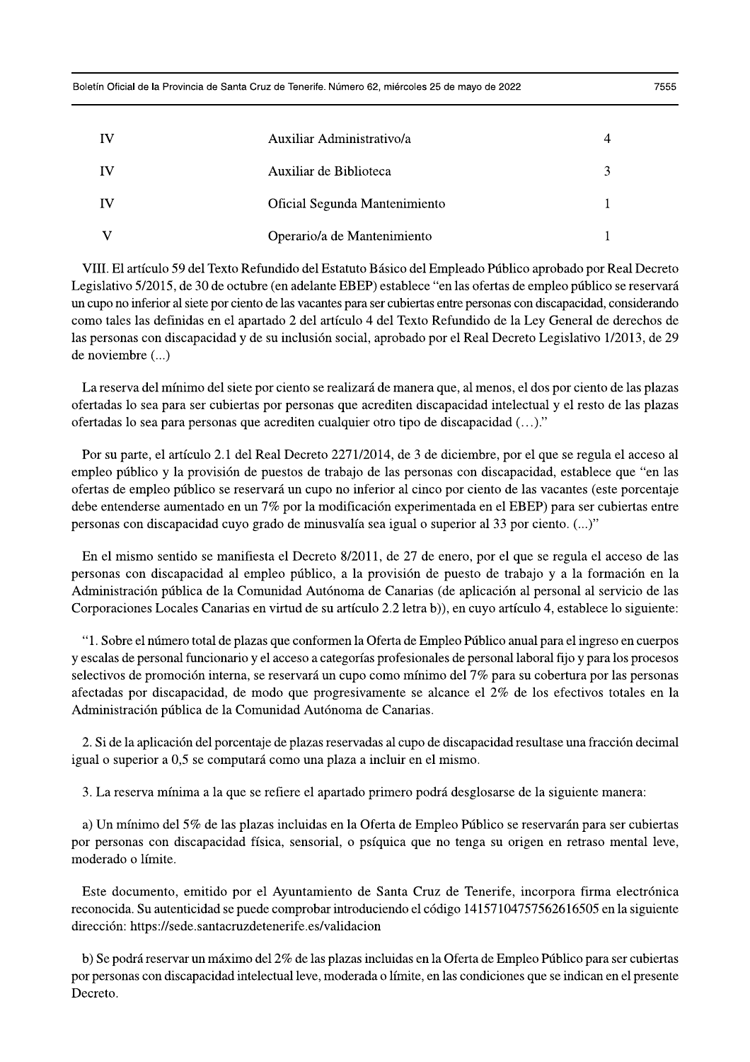| | | |
|---|---|---|
| IV | Auxiliar Administrativo/a | 4 |
| IV | Auxiliar de Biblioteca | 3 |
| IV | Oficial Segunda Mantenimiento | 1 |
| V | Operario/a de Mantenimiento | 1 |

VIII. El artículo 59 del Texto Refundido del Estatuto Básico del Empleado Público aprobado por Real Decreto Legislativo 5/2015, de 30 de octubre (en adelante EBEP) establece "en las ofertas de empleo público se reservará un cupo no inferior al siete por ciento de las vacantes para ser cubiertas entre personas con discapacidad, considerando como tales las definidas en el apartado 2 del artículo 4 del Texto Refundido de la Ley General de derechos de las personas con discapacidad y de su inclusión social, aprobado por el Real Decreto Legislativo 1/2013, de 29 de noviembre (...)

La reserva del mínimo del siete por ciento se realizará de manera que, al menos, el dos por ciento de las plazas ofertadas lo sea para ser cubiertas por personas que acrediten discapacidad intelectual y el resto de las plazas ofertadas lo sea para personas que acrediten cualquier otro tipo de discapacidad (…)."

Por su parte, el artículo 2.1 del Real Decreto 2271/2014, de 3 de diciembre, por el que se regula el acceso al empleo público y la provisión de puestos de trabajo de las personas con discapacidad, establece que "en las ofertas de empleo público se reservará un cupo no inferior al cinco por ciento de las vacantes (este porcentaje debe entenderse aumentado en un 7% por la modificación experimentada en el EBEP) para ser cubiertas entre personas con discapacidad cuyo grado de minusvalía sea igual o superior al 33 por ciento. (...)"

En el mismo sentido se manifiesta el Decreto 8/2011, de 27 de enero, por el que se regula el acceso de las personas con discapacidad al empleo público, a la provisión de puesto de trabajo y a la formación en la Administración pública de la Comunidad Autónoma de Canarias (de aplicación al personal al servicio de las Corporaciones Locales Canarias en virtud de su artículo 2.2 letra b)), en cuyo artículo 4, establece lo siguiente:

"1. Sobre el número total de plazas que conformen la Oferta de Empleo Público anual para el ingreso en cuerpos y escalas de personal funcionario y el acceso a categorías profesionales de personal laboral fijo y para los procesos selectivos de promoción interna, se reservará un cupo como mínimo del 7% para su cobertura por las personas afectadas por discapacidad, de modo que progresivamente se alcance el 2% de los efectivos totales en la Administración pública de la Comunidad Autónoma de Canarias.

2. Si de la aplicación del porcentaje de plazas reservadas al cupo de discapacidad resultase una fracción decimal igual o superior a 0,5 se computará como una plaza a incluir en el mismo.

3. La reserva mínima a la que se refiere el apartado primero podrá desglosarse de la siguiente manera:

a) Un mínimo del 5% de las plazas incluidas en la Oferta de Empleo Público se reservarán para ser cubiertas por personas con discapacidad física, sensorial, o psíquica que no tenga su origen en retraso mental leve, moderado o límite.

Este documento, emitido por el Ayuntamiento de Santa Cruz de Tenerife, incorpora firma electrónica reconocida. Su autenticidad se puede comprobar introduciendo el código 14157104757562616505 en la siguiente dirección: https://sede.santacruzdetenerife.es/validacion

b) Se podrá reservar un máximo del 2% de las plazas incluidas en la Oferta de Empleo Público para ser cubiertas por personas con discapacidad intelectual leve, moderada o límite, en las condiciones que se indican en el presente Decreto.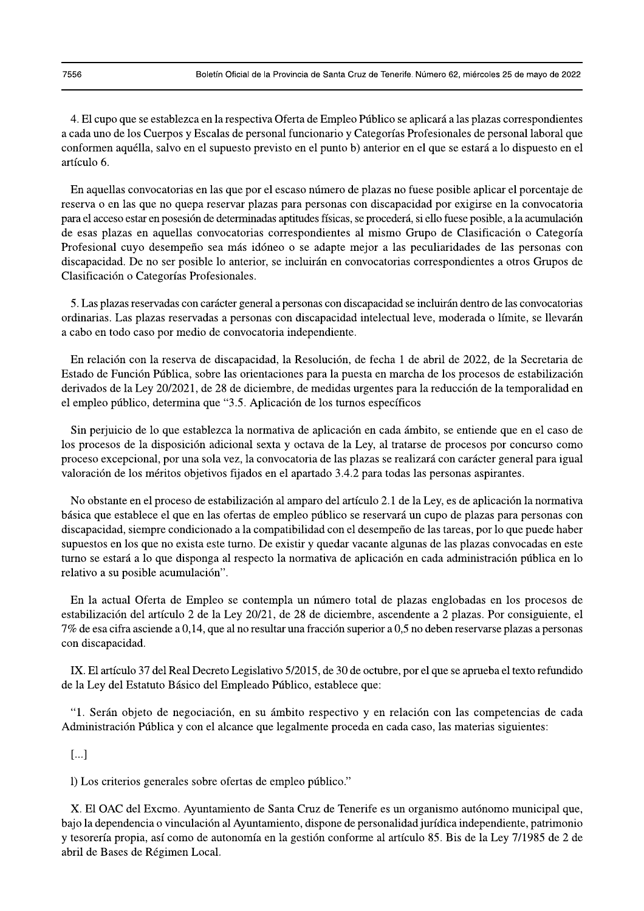4. El cupo que se establezca en la respectiva Oferta de Empleo Público se aplicará a las plazas correspondientes a cada uno de los Cuerpos y Escalas de personal funcionario y Categorías Profesionales de personal laboral que conformen aquélla, salvo en el supuesto previsto en el punto b) anterior en el que se estará a lo dispuesto en el artículo 6.

En aquellas convocatorias en las que por el escaso número de plazas no fuese posible aplicar el porcentaje de reserva o en las que no quepa reservar plazas para personas con discapacidad por exigirse en la convocatoria para el acceso estar en posesión de determinadas aptitudes físicas, se procederá, si ello fuese posible, a la acumulación de esas plazas en aquellas convocatorias correspondientes al mismo Grupo de Clasificación o Categoría Profesional cuyo desempeño sea más idóneo o se adapte mejor a las peculiaridades de las personas con discapacidad. De no ser posible lo anterior, se incluirán en convocatorias correspondientes a otros Grupos de Clasificación o Categorías Profesionales.

5. Las plazas reservadas con carácter general a personas con discapacidad se incluirán dentro de las convocatorias ordinarias. Las plazas reservadas a personas con discapacidad intelectual leve, moderada o límite, se llevarán a cabo en todo caso por medio de convocatoria independiente.

En relación con la reserva de discapacidad, la Resolución, de fecha 1 de abril de 2022, de la Secretaria de Estado de Función Pública, sobre las orientaciones para la puesta en marcha de los procesos de estabilización derivados de la Ley 20/2021, de 28 de diciembre, de medidas urgentes para la reducción de la temporalidad en el empleo público, determina que "3.5. Aplicación de los turnos específicos

Sin perjuicio de lo que establezca la normativa de aplicación en cada ámbito, se entiende que en el caso de los procesos de la disposición adicional sexta y octava de la Ley, al tratarse de procesos por concurso como proceso excepcional, por una sola vez, la convocatoria de las plazas se realizará con carácter general para igual valoración de los méritos objetivos fijados en el apartado 3.4.2 para todas las personas aspirantes.

No obstante en el proceso de estabilización al amparo del artículo 2.1 de la Ley, es de aplicación la normativa básica que establece el que en las ofertas de empleo público se reservará un cupo de plazas para personas con discapacidad, siempre condicionado a la compatibilidad con el desempeño de las tareas, por lo que puede haber supuestos en los que no exista este turno. De existir y quedar vacante algunas de las plazas convocadas en este turno se estará a lo que disponga al respecto la normativa de aplicación en cada administración pública en lo relativo a su posible acumulación".

En la actual Oferta de Empleo se contempla un número total de plazas englobadas en los procesos de estabilización del artículo 2 de la Ley 20/21, de 28 de diciembre, ascendente a 2 plazas. Por consiguiente, el 7% de esa cifra asciende a 0,14, que al no resultar una fracción superior a 0,5 no deben reservarse plazas a personas con discapacidad.

IX. El artículo 37 del Real Decreto Legislativo 5/2015, de 30 de octubre, por el que se aprueba el texto refundido de la Ley del Estatuto Básico del Empleado Público, establece que:

"1. Serán objeto de negociación, en su ámbito respectivo y en relación con las competencias de cada Administración Pública y con el alcance que legalmente proceda en cada caso, las materias siguientes:

[...]

l) Los criterios generales sobre ofertas de empleo público."

X. El OAC del Excmo. Ayuntamiento de Santa Cruz de Tenerife es un organismo autónomo municipal que, bajo la dependencia o vinculación al Ayuntamiento, dispone de personalidad jurídica independiente, patrimonio y tesorería propia, así como de autonomía en la gestión conforme al artículo 85. Bis de la Ley 7/1985 de 2 de abril de Bases de Régimen Local.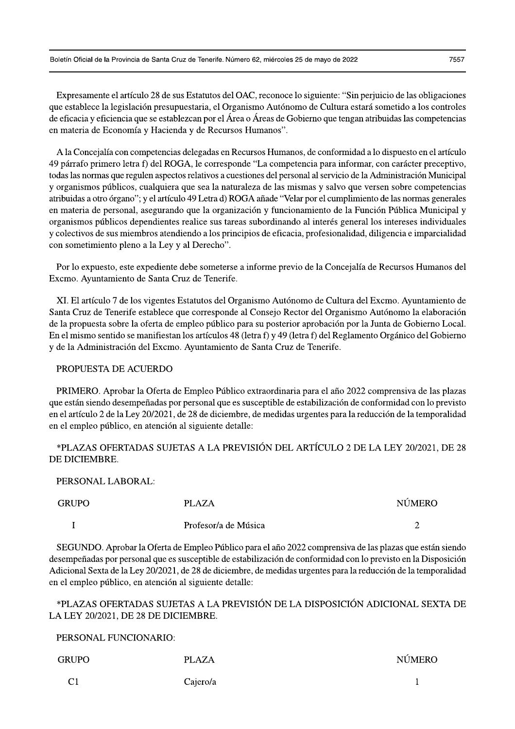Expresamente el artículo 28 de sus Estatutos del OAC, reconoce lo siguiente: "Sin perjuicio de las obligaciones que establece la legislación presupuestaria, el Organismo Autónomo de Cultura estará sometido a los controles de eficacia y eficiencia que se establezcan por el Área o Áreas de Gobierno que tengan atribuidas las competencias en materia de Economía y Hacienda y de Recursos Humanos".

A la Concejalía con competencias delegadas en Recursos Humanos, de conformidad a lo dispuesto en el artículo 49 párrafo primero letra f) del ROGA, le corresponde "La competencia para informar, con carácter preceptivo, todas las normas que regulen aspectos relativos a cuestiones del personal al servicio de la Administración Municipal y organismos públicos, cualquiera que sea la naturaleza de las mismas y salvo que versen sobre competencias atribuidas a otro órgano"; y el artículo 49 Letra d) ROGA añade "Velar por el cumplimiento de las normas generales en materia de personal, asegurando que la organización y funcionamiento de la Función Pública Municipal y organismos públicos dependientes realice sus tareas subordinando al interés general los intereses individuales y colectivos de sus miembros atendiendo a los principios de eficacia, profesionalidad, diligencia e imparcialidad con sometimiento pleno a la Ley y al Derecho".

Por lo expuesto, este expediente debe someterse a informe previo de la Concejalía de Recursos Humanos del Excmo. Ayuntamiento de Santa Cruz de Tenerife.

XI. El artículo 7 de los vigentes Estatutos del Organismo Autónomo de Cultura del Excmo. Ayuntamiento de Santa Cruz de Tenerife establece que corresponde al Consejo Rector del Organismo Autónomo la elaboración de la propuesta sobre la oferta de empleo público para su posterior aprobación por la Junta de Gobierno Local. En el mismo sentido se manifiestan los artículos 48 (letra f) y 49 (letra f) del Reglamento Orgánico del Gobierno y de la Administración del Excmo. Ayuntamiento de Santa Cruz de Tenerife.

PROPUESTA DE ACUERDO

PRIMERO. Aprobar la Oferta de Empleo Público extraordinaria para el año 2022 comprensiva de las plazas que están siendo desempeñadas por personal que es susceptible de estabilización de conformidad con lo previsto en el artículo 2 de la Ley 20/2021, de 28 de diciembre, de medidas urgentes para la reducción de la temporalidad en el empleo público, en atención al siguiente detalle:

*PLAZAS OFERTADAS SUJETAS A LA PREVISIÓN DEL ARTÍCULO 2 DE LA LEY 20/2021, DE 28 DE DICIEMBRE.

PERSONAL LABORAL:

| GRUPO | PLAZA | NÚMERO |
|---|---|---|
| I | Profesor/a de Música | 2 |

SEGUNDO. Aprobar la Oferta de Empleo Público para el año 2022 comprensiva de las plazas que están siendo desempeñadas por personal que es susceptible de estabilización de conformidad con lo previsto en la Disposición Adicional Sexta de la Ley 20/2021, de 28 de diciembre, de medidas urgentes para la reducción de la temporalidad en el empleo público, en atención al siguiente detalle:

*PLAZAS OFERTADAS SUJETAS A LA PREVISIÓN DE LA DISPOSICIÓN ADICIONAL SEXTA DE LA LEY 20/2021, DE 28 DE DICIEMBRE.

PERSONAL FUNCIONARIO:

| GRUPO | PLAZA | NÚMERO |
|---|---|---|
| C1 | Cajero/a | 1 |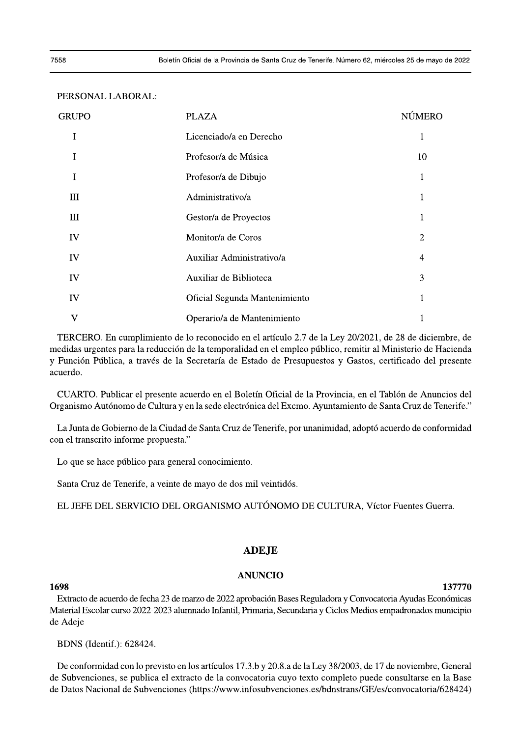PERSONAL LABORAL:

| GRUPO | PLAZA | NÚMERO |
|---|---|---|
| I | Licenciado/a en Derecho | 1 |
| I | Profesor/a de Música | 10 |
| I | Profesor/a de Dibujo | 1 |
| III | Administrativo/a | 1 |
| III | Gestor/a de Proyectos | 1 |
| IV | Monitor/a de Coros | 2 |
| IV | Auxiliar Administrativo/a | 4 |
| IV | Auxiliar de Biblioteca | 3 |
| IV | Oficial Segunda Mantenimiento | 1 |
| V | Operario/a de Mantenimiento | 1 |

TERCERO. En cumplimiento de lo reconocido en el artículo 2.7 de la Ley 20/2021, de 28 de diciembre, de medidas urgentes para la reducción de la temporalidad en el empleo público, remitir al Ministerio de Hacienda y Función Pública, a través de la Secretaría de Estado de Presupuestos y Gastos, certificado del presente acuerdo.

CUARTO. Publicar el presente acuerdo en el Boletín Oficial de la Provincia, en el Tablón de Anuncios del Organismo Autónomo de Cultura y en la sede electrónica del Excmo. Ayuntamiento de Santa Cruz de Tenerife."

La Junta de Gobierno de la Ciudad de Santa Cruz de Tenerife, por unanimidad, adoptó acuerdo de conformidad con el transcrito informe propuesta."

Lo que se hace público para general conocimiento.

Santa Cruz de Tenerife, a veinte de mayo de dos mil veintidós.

EL JEFE DEL SERVICIO DEL ORGANISMO AUTÓNOMO DE CULTURA, Víctor Fuentes Guerra.

## ADEJE

### ANUNCIO

**1698** **137770**

Extracto de acuerdo de fecha 23 de marzo de 2022 aprobación Bases Reguladora y Convocatoria Ayudas Económicas Material Escolar curso 2022-2023 alumnado Infantil, Primaria, Secundaria y Ciclos Medios empadronados municipio de Adeje

BDNS (Identif.): 628424.

De conformidad con lo previsto en los artículos 17.3.b y 20.8.a de la Ley 38/2003, de 17 de noviembre, General de Subvenciones, se publica el extracto de la convocatoria cuyo texto completo puede consultarse en la Base de Datos Nacional de Subvenciones (https://www.infosubvenciones.es/bdnstrans/GE/es/convocatoria/628424)